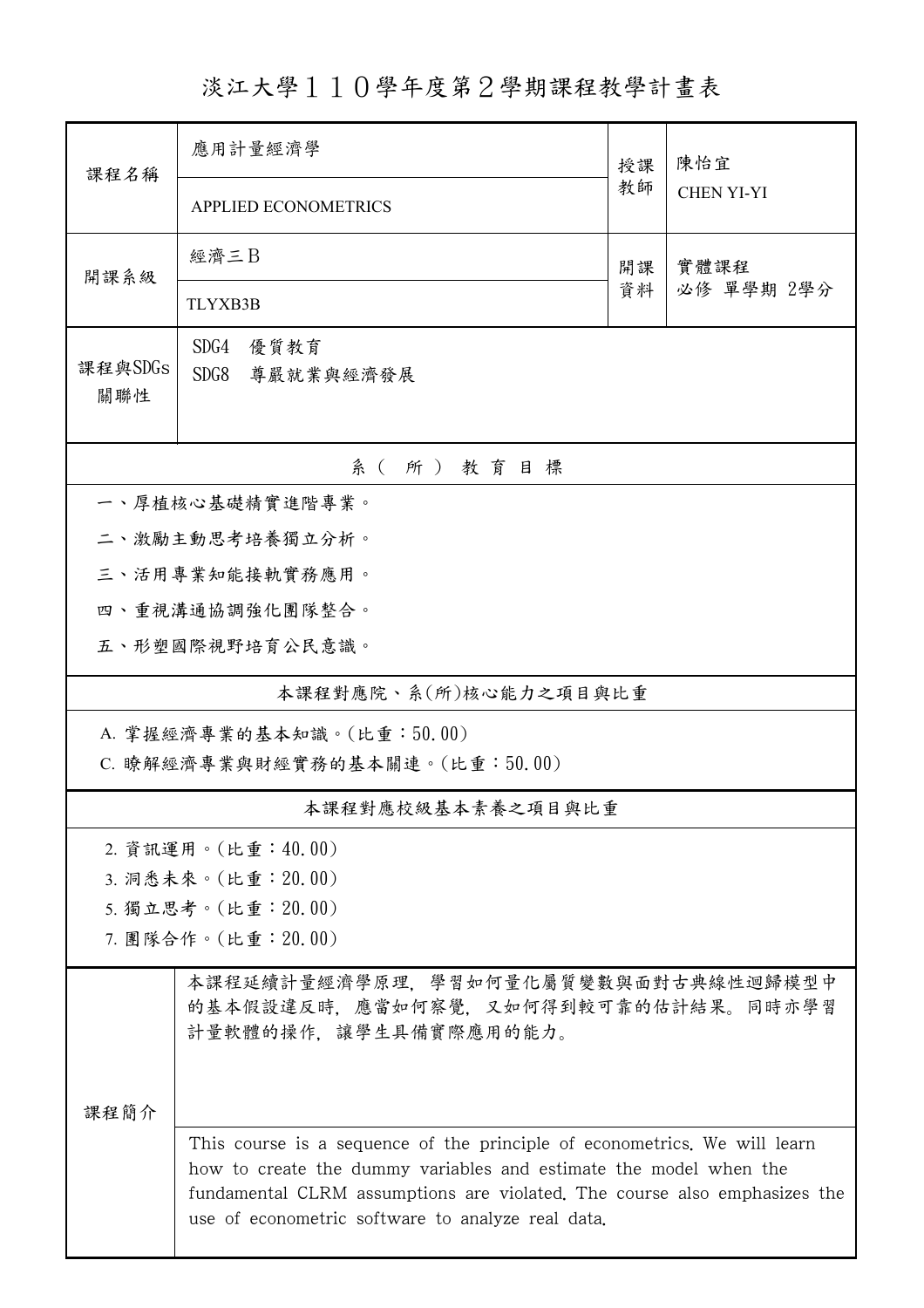# 淡江大學１１０學年度第２學期課程教學計畫表

| 課程名稱 | 應用計量經濟學 | 授課教師 | 陳怡宜 |
|---|---|---|---|
| | APPLIED ECONOMETRICS | | CHEN YI-YI |
| 開課系級 | 經濟三Ｂ | 開課資料 | 實體課程<br>必修 單學期 2學分 |
| | TLYXB3B | | |
| 課程與SDGs關聯性 | SDG4　優質教育<br>SDG8　尊嚴就業與經濟發展 | | |

## 系（所）教育目標

一、厚植核心基礎精實進階專業。

二、激勵主動思考培養獨立分析。

三、活用專業知能接軌實務應用。

四、重視溝通協調強化團隊整合。

五、形塑國際視野培育公民意識。

## 本課程對應院、系(所)核心能力之項目與比重

A. 掌握經濟專業的基本知識。(比重：50.00)

C. 瞭解經濟專業與財經實務的基本關連。(比重：50.00)

## 本課程對應校級基本素養之項目與比重

2. 資訊運用。(比重：40.00)

3. 洞悉未來。(比重：20.00)

5. 獨立思考。(比重：20.00)

7. 團隊合作。(比重：20.00)

## 課程簡介

本課程延續計量經濟學原理，學習如何量化屬質變數與面對古典線性迴歸模型中的基本假設違反時，應當如何察覺，又如何得到較可靠的估計結果。同時亦學習計量軟體的操作，讓學生具備實際應用的能力。

This course is a sequence of the principle of econometrics. We will learn how to create the dummy variables and estimate the model when the fundamental CLRM assumptions are violated. The course also emphasizes the use of econometric software to analyze real data.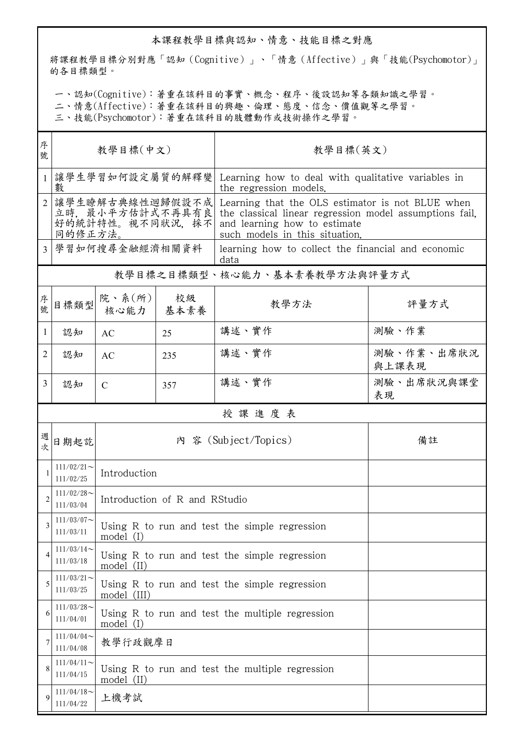## 本課程教學目標與認知、情意、技能目標之對應

將課程教學目標分別對應「認知（Cognitive）」、「情意（Affective）」與「技能(Psychomotor)」的各目標類型。

一、認知(Cognitive)：著重在該科目的事實、概念、程序、後設認知等各類知識之學習。
二、情意(Affective)：著重在該科目的興趣、倫理、態度、信念、價值觀等之學習。
三、技能(Psychomotor)：著重在該科目的肢體動作或技術操作之學習。

| 序號 | 教學目標(中文) | 教學目標(英文) |
|---|---|---|
| 1 | 讓學生學習如何設定屬質的解釋變數 | Learning how to deal with qualitative variables in the regression models. |
| 2 | 讓學生瞭解古典線性迴歸假設不成立時，最小平方估計式不再具有良好的統計特性。視不同狀況，採不同的修正方法。 | Learning that the OLS estimator is not BLUE when the classical linear regression model assumptions fail, and learning how to estimate such models in this situation. |
| 3 | 學習如何搜尋金融經濟相關資料 | learning how to collect the financial and economic data |

## 教學目標之目標類型、核心能力、基本素養教學方法與評量方式

| 序號 | 目標類型 | 院、系(所)核心能力 | 校級基本素養 | 教學方法 | 評量方式 |
|---|---|---|---|---|---|
| 1 | 認知 | AC | 25 | 講述、實作 | 測驗、作業 |
| 2 | 認知 | AC | 235 | 講述、實作 | 測驗、作業、出席狀況與上課表現 |
| 3 | 認知 | C | 357 | 講述、實作 | 測驗、出席狀況與課堂表現 |

## 授課進度表

| 週次 | 日期起訖 | 內容 (Subject/Topics) | 備註 |
|---|---|---|---|
| 1 | 111/02/21～111/02/25 | Introduction | |
| 2 | 111/02/28～111/03/04 | Introduction of R and RStudio | |
| 3 | 111/03/07～111/03/11 | Using R to run and test the simple regression model (I) | |
| 4 | 111/03/14～111/03/18 | Using R to run and test the simple regression model (II) | |
| 5 | 111/03/21～111/03/25 | Using R to run and test the simple regression model (III) | |
| 6 | 111/03/28～111/04/01 | Using R to run and test the multiple regression model (I) | |
| 7 | 111/04/04～111/04/08 | 教學行政觀摩日 | |
| 8 | 111/04/11～111/04/15 | Using R to run and test the multiple regression model (II) | |
| 9 | 111/04/18～111/04/22 | 上機考試 | |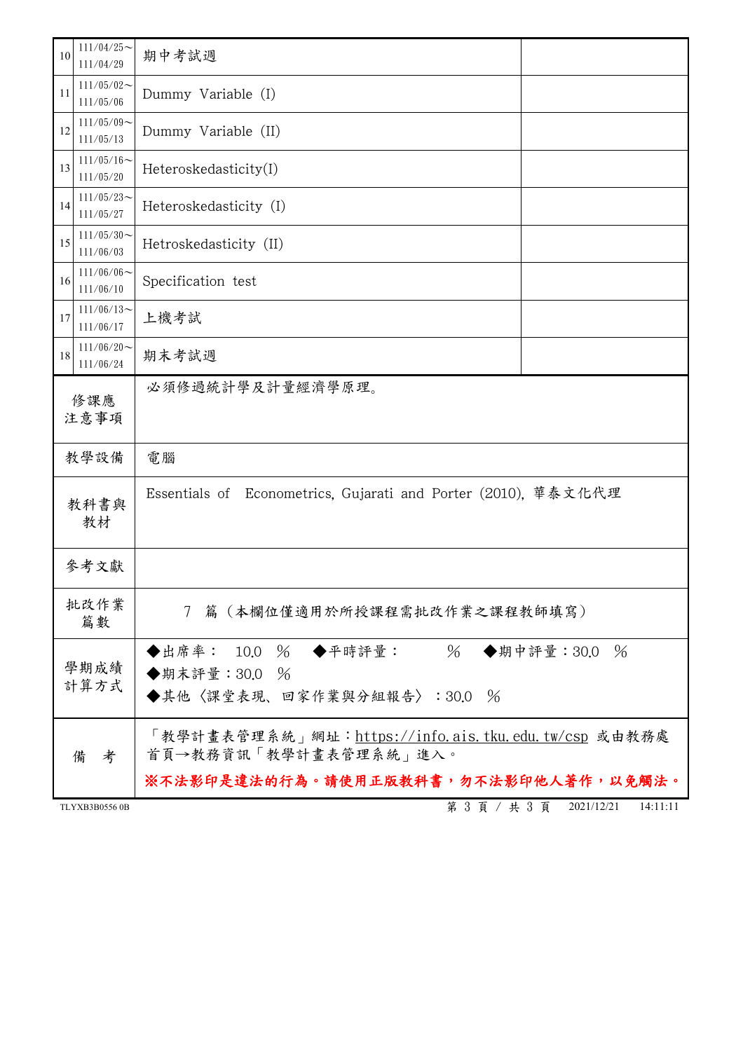| | | | |
|---|---|---|---|
| 10 | 111/04/25～<br>111/04/29 | 期中考試週 | |
| 11 | 111/05/02～<br>111/05/06 | Dummy Variable (I) | |
| 12 | 111/05/09～<br>111/05/13 | Dummy Variable (II) | |
| 13 | 111/05/16～<br>111/05/20 | Heteroskedasticity(I) | |
| 14 | 111/05/23～<br>111/05/27 | Heteroskedasticity (I) | |
| 15 | 111/05/30～<br>111/06/03 | Hetroskedasticity (II) | |
| 16 | 111/06/06～<br>111/06/10 | Specification test | |
| 17 | 111/06/13～<br>111/06/17 | 上機考試 | |
| 18 | 111/06/20～<br>111/06/24 | 期末考試週 | |

| | |
|---|---|
| 修課應注意事項 | 必須修過統計學及計量經濟學原理。 |
| 教學設備 | 電腦 |
| 教科書與教材 | Essentials of Econometrics, Gujarati and Porter (2010), 華泰文化代理 |
| 參考文獻 | |
| 批改作業篇數 | 7 篇（本欄位僅適用於所授課程需批改作業之課程教師填寫） |
| 學期成績計算方式 | ◆出席率： 10.0 ％ ◆平時評量： ％ ◆期中評量：30.0 ％<br>◆期末評量：30.0 ％<br>◆其他〈課堂表現、回家作業與分組報告〉：30.0 ％ |
| 備 考 | 「教學計畫表管理系統」網址：https://info.ais.tku.edu.tw/csp 或由教務處首頁→教務資訊「教學計畫表管理系統」進入。<br>**※不法影印是違法的行為。請使用正版教科書，勿不法影印他人著作，以免觸法。** |

TLYXB3B0556 0B